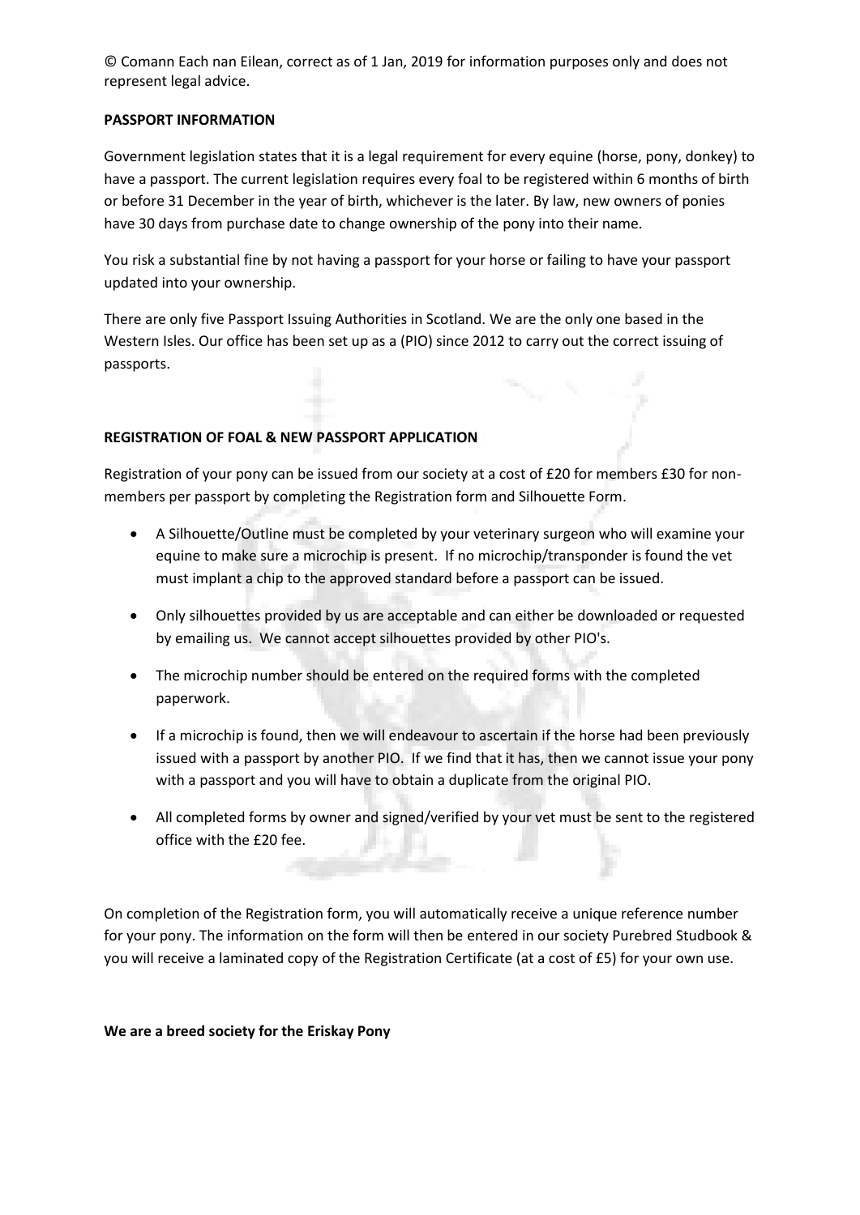© Comann Each nan Eilean, correct as of 1 Jan, 2019 for information purposes only and does not represent legal advice.

**PASSPORT INFORMATION**

Government legislation states that it is a legal requirement for every equine (horse, pony, donkey) to have a passport. The current legislation requires every foal to be registered within 6 months of birth or before 31 December in the year of birth, whichever is the later. By law, new owners of ponies have 30 days from purchase date to change ownership of the pony into their name.

You risk a substantial fine by not having a passport for your horse or failing to have your passport updated into your ownership.

There are only five Passport Issuing Authorities in Scotland. We are the only one based in the Western Isles. Our office has been set up as a (PIO) since 2012 to carry out the correct issuing of passports.

**REGISTRATION OF FOAL & NEW PASSPORT APPLICATION**

Registration of your pony can be issued from our society at a cost of £20 for members £30 for non-members per passport by completing the Registration form and Silhouette Form.

- A Silhouette/Outline must be completed by your veterinary surgeon who will examine your equine to make sure a microchip is present. If no microchip/transponder is found the vet must implant a chip to the approved standard before a passport can be issued.
- Only silhouettes provided by us are acceptable and can either be downloaded or requested by emailing us. We cannot accept silhouettes provided by other PIO's.
- The microchip number should be entered on the required forms with the completed paperwork.
- If a microchip is found, then we will endeavour to ascertain if the horse had been previously issued with a passport by another PIO. If we find that it has, then we cannot issue your pony with a passport and you will have to obtain a duplicate from the original PIO.
- All completed forms by owner and signed/verified by your vet must be sent to the registered office with the £20 fee.

On completion of the Registration form, you will automatically receive a unique reference number for your pony. The information on the form will then be entered in our society Purebred Studbook & you will receive a laminated copy of the Registration Certificate (at a cost of £5) for your own use.

**We are a breed society for the Eriskay Pony**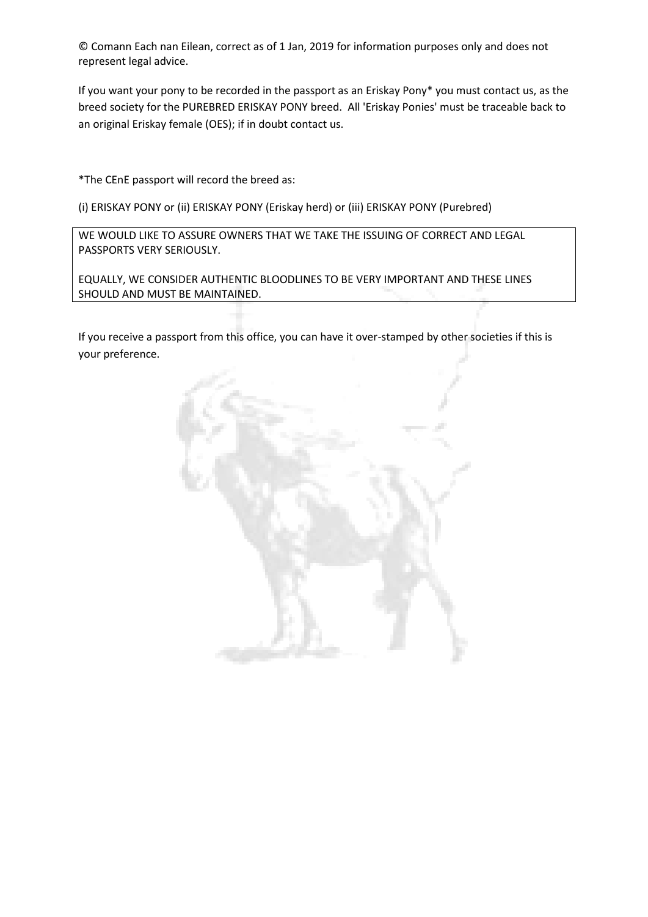© Comann Each nan Eilean, correct as of 1 Jan, 2019 for information purposes only and does not represent legal advice.

If you want your pony to be recorded in the passport as an Eriskay Pony* you must contact us, as the breed society for the PUREBRED ERISKAY PONY breed. All 'Eriskay Ponies' must be traceable back to an original Eriskay female (OES); if in doubt contact us.

*The CEnE passport will record the breed as:

(i) ERISKAY PONY or (ii) ERISKAY PONY (Eriskay herd) or (iii) ERISKAY PONY (Purebred)

WE WOULD LIKE TO ASSURE OWNERS THAT WE TAKE THE ISSUING OF CORRECT AND LEGAL PASSPORTS VERY SERIOUSLY.

EQUALLY, WE CONSIDER AUTHENTIC BLOODLINES TO BE VERY IMPORTANT AND THESE LINES SHOULD AND MUST BE MAINTAINED.

If you receive a passport from this office, you can have it over-stamped by other societies if this is your preference.